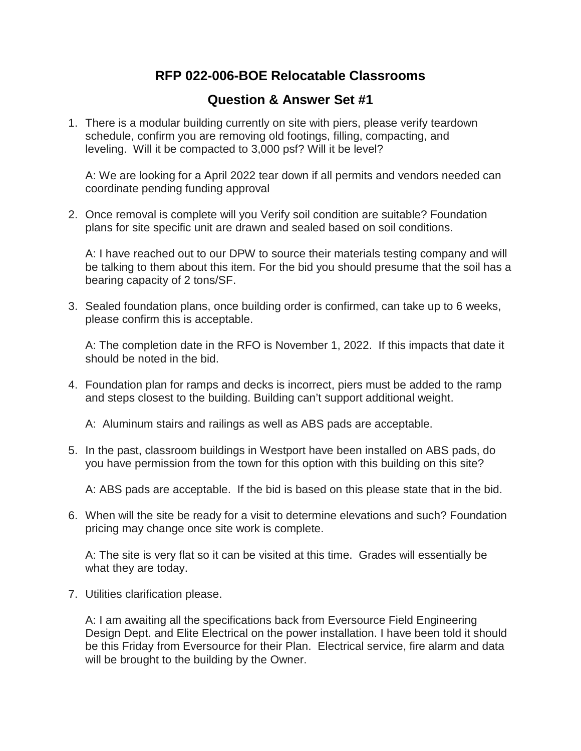# RFP 022-006-BOE Relocatable Classrooms

## Question & Answer Set #1

1. There is a modular building currently on site with piers, please verify teardown schedule, confirm you are removing old footings, filling, compacting, and leveling. Will it be compacted to 3,000 psf? Will it be level?

   A: We are looking for a April 2022 tear down if all permits and vendors needed can coordinate pending funding approval

2. Once removal is complete will you Verify soil condition are suitable? Foundation plans for site specific unit are drawn and sealed based on soil conditions.

   A: I have reached out to our DPW to source their materials testing company and will be talking to them about this item. For the bid you should presume that the soil has a bearing capacity of 2 tons/SF.

3. Sealed foundation plans, once building order is confirmed, can take up to 6 weeks, please confirm this is acceptable.

   A: The completion date in the RFO is November 1, 2022. If this impacts that date it should be noted in the bid.

4. Foundation plan for ramps and decks is incorrect, piers must be added to the ramp and steps closest to the building. Building can't support additional weight.

   A: Aluminum stairs and railings as well as ABS pads are acceptable.

5. In the past, classroom buildings in Westport have been installed on ABS pads, do you have permission from the town for this option with this building on this site?

   A: ABS pads are acceptable. If the bid is based on this please state that in the bid.

6. When will the site be ready for a visit to determine elevations and such? Foundation pricing may change once site work is complete.

   A: The site is very flat so it can be visited at this time. Grades will essentially be what they are today.

7. Utilities clarification please.

   A: I am awaiting all the specifications back from Eversource Field Engineering Design Dept. and Elite Electrical on the power installation. I have been told it should be this Friday from Eversource for their Plan. Electrical service, fire alarm and data will be brought to the building by the Owner.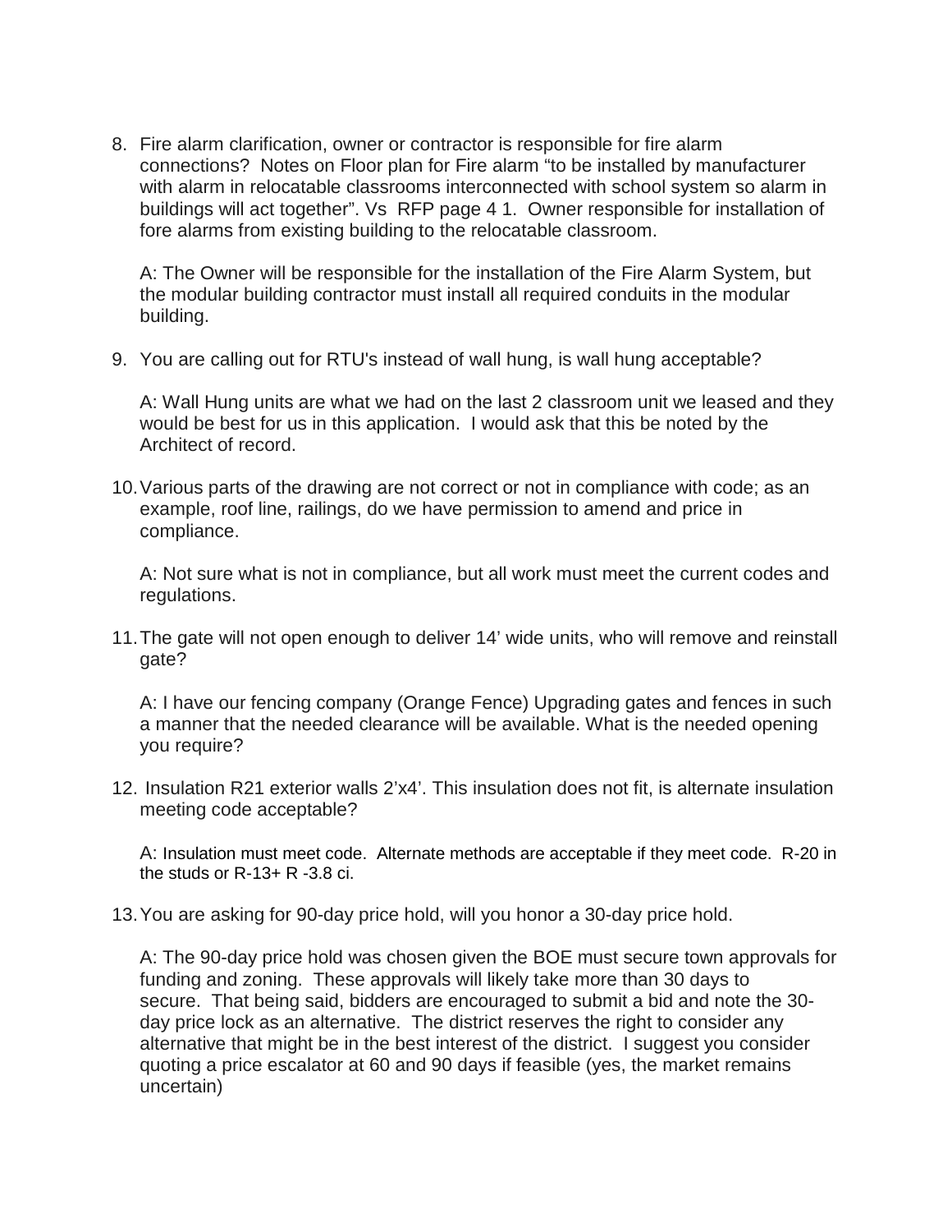8. Fire alarm clarification, owner or contractor is responsible for fire alarm connections? Notes on Floor plan for Fire alarm "to be installed by manufacturer with alarm in relocatable classrooms interconnected with school system so alarm in buildings will act together". Vs RFP page 4 1. Owner responsible for installation of fore alarms from existing building to the relocatable classroom.

   A: The Owner will be responsible for the installation of the Fire Alarm System, but the modular building contractor must install all required conduits in the modular building.

9. You are calling out for RTU's instead of wall hung, is wall hung acceptable?

   A: Wall Hung units are what we had on the last 2 classroom unit we leased and they would be best for us in this application. I would ask that this be noted by the Architect of record.

10. Various parts of the drawing are not correct or not in compliance with code; as an example, roof line, railings, do we have permission to amend and price in compliance.

    A: Not sure what is not in compliance, but all work must meet the current codes and regulations.

11. The gate will not open enough to deliver 14' wide units, who will remove and reinstall gate?

    A: I have our fencing company (Orange Fence) Upgrading gates and fences in such a manner that the needed clearance will be available. What is the needed opening you require?

12. Insulation R21 exterior walls 2'x4'. This insulation does not fit, is alternate insulation meeting code acceptable?

    A: Insulation must meet code. Alternate methods are acceptable if they meet code. R-20 in the studs or R-13+ R -3.8 ci.

13. You are asking for 90-day price hold, will you honor a 30-day price hold.

    A: The 90-day price hold was chosen given the BOE must secure town approvals for funding and zoning. These approvals will likely take more than 30 days to secure. That being said, bidders are encouraged to submit a bid and note the 30-day price lock as an alternative. The district reserves the right to consider any alternative that might be in the best interest of the district. I suggest you consider quoting a price escalator at 60 and 90 days if feasible (yes, the market remains uncertain)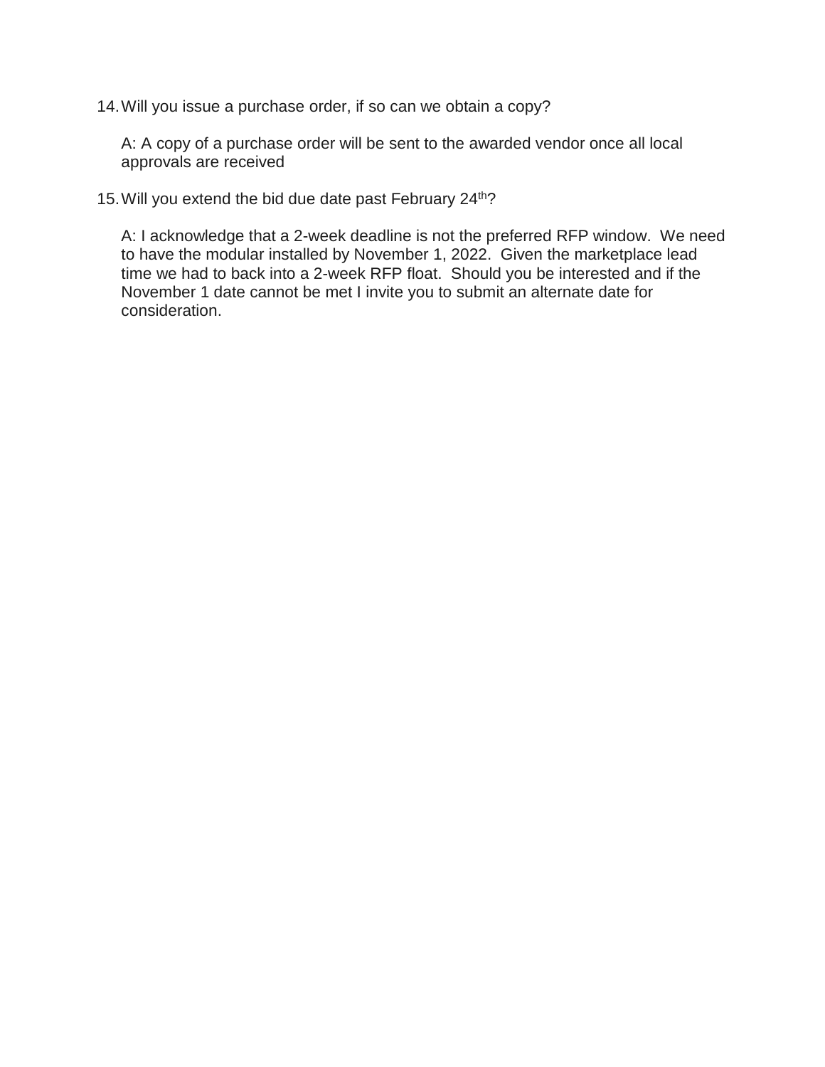14. Will you issue a purchase order, if so can we obtain a copy?

    A: A copy of a purchase order will be sent to the awarded vendor once all local approvals are received

15. Will you extend the bid due date past February 24th?

    A: I acknowledge that a 2-week deadline is not the preferred RFP window. We need to have the modular installed by November 1, 2022. Given the marketplace lead time we had to back into a 2-week RFP float. Should you be interested and if the November 1 date cannot be met I invite you to submit an alternate date for consideration.